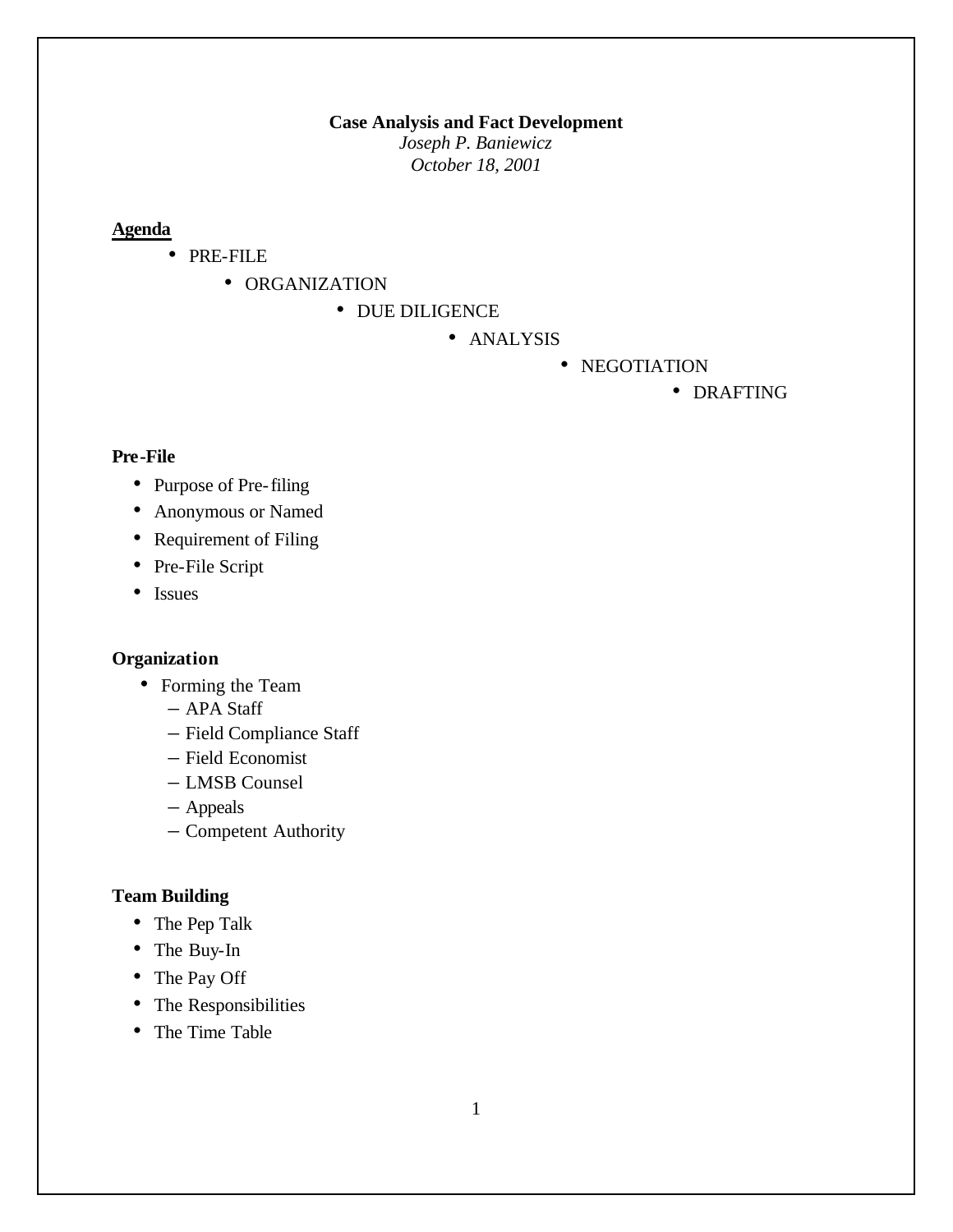# Case Analysis and Fact Development

*Joseph P. Baniewicz*

*October 18, 2001*

## Agenda

- PRE-FILE
- ORGANIZATION
- DUE DILIGENCE
- ANALYSIS
- NEGOTIATION
- DRAFTING

## Pre-File

- Purpose of Pre-filing
- Anonymous or Named
- Requirement of Filing
- Pre-File Script
- Issues

## Organization

- Forming the Team
  - APA Staff
  - Field Compliance Staff
  - Field Economist
  - LMSB Counsel
  - Appeals
  - Competent Authority

## Team Building

- The Pep Talk
- The Buy-In
- The Pay Off
- The Responsibilities
- The Time Table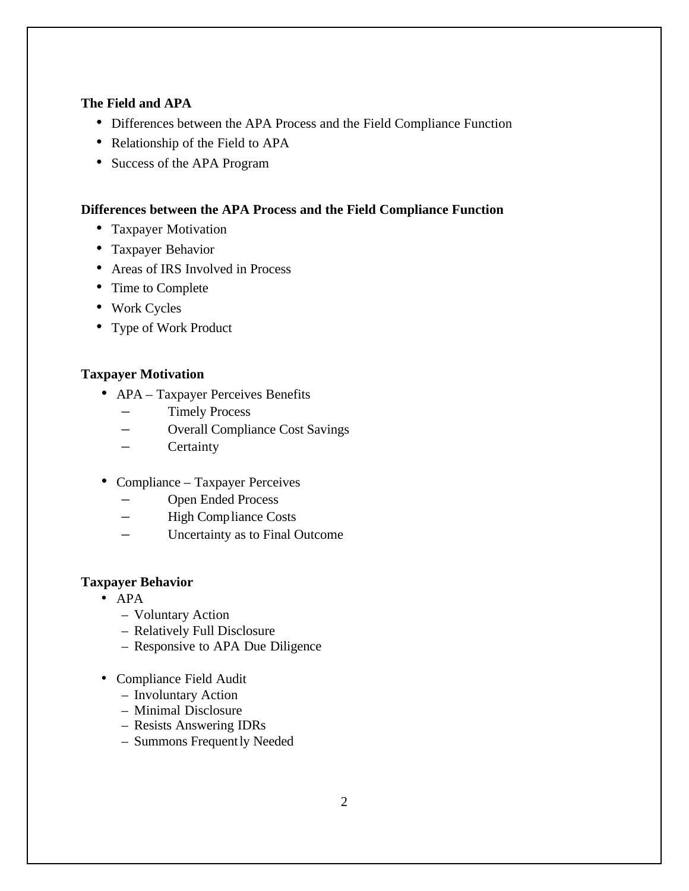**The Field and APA**

- Differences between the APA Process and the Field Compliance Function
- Relationship of the Field to APA
- Success of the APA Program

**Differences between the APA Process and the Field Compliance Function**

- Taxpayer Motivation
- Taxpayer Behavior
- Areas of IRS Involved in Process
- Time to Complete
- Work Cycles
- Type of Work Product

**Taxpayer Motivation**

- APA – Taxpayer Perceives Benefits
  - Timely Process
  - Overall Compliance Cost Savings
  - Certainty

- Compliance – Taxpayer Perceives
  - Open Ended Process
  - High Compliance Costs
  - Uncertainty as to Final Outcome

**Taxpayer Behavior**

- APA
  - Voluntary Action
  - Relatively Full Disclosure
  - Responsive to APA Due Diligence

- Compliance Field Audit
  - Involuntary Action
  - Minimal Disclosure
  - Resists Answering IDRs
  - Summons Frequently Needed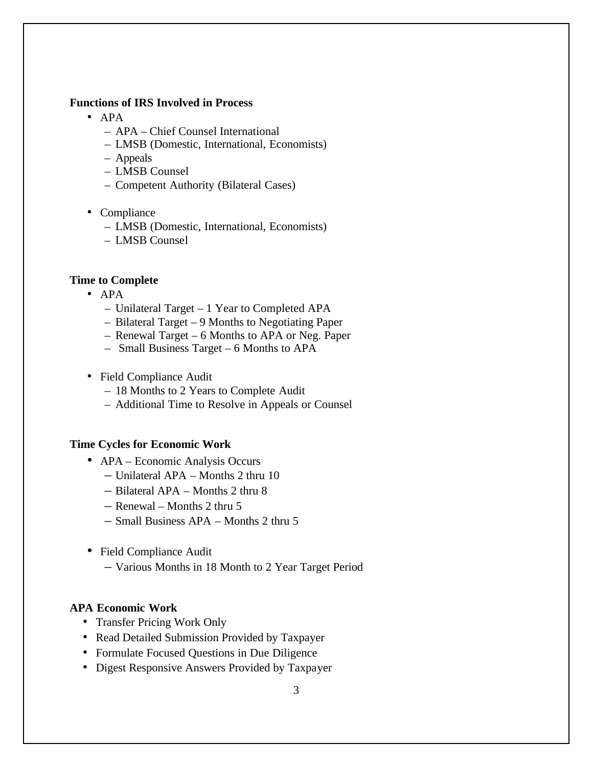**Functions of IRS Involved in Process**

- APA
  - APA – Chief Counsel International
  - LMSB (Domestic, International, Economists)
  - Appeals
  - LMSB Counsel
  - Competent Authority (Bilateral Cases)

- Compliance
  - LMSB (Domestic, International, Economists)
  - LMSB Counsel

**Time to Complete**

- APA
  - Unilateral Target – 1 Year to Completed APA
  - Bilateral Target – 9 Months to Negotiating Paper
  - Renewal Target – 6 Months to APA or Neg. Paper
  - Small Business Target – 6 Months to APA

- Field Compliance Audit
  - 18 Months to 2 Years to Complete Audit
  - Additional Time to Resolve in Appeals or Counsel

**Time Cycles for Economic Work**

- APA – Economic Analysis Occurs
  - Unilateral APA – Months 2 thru 10
  - Bilateral APA – Months 2 thru 8
  - Renewal – Months 2 thru 5
  - Small Business APA – Months 2 thru 5

- Field Compliance Audit
  - Various Months in 18 Month to 2 Year Target Period

**APA Economic Work**

- Transfer Pricing Work Only
- Read Detailed Submission Provided by Taxpayer
- Formulate Focused Questions in Due Diligence
- Digest Responsive Answers Provided by Taxpayer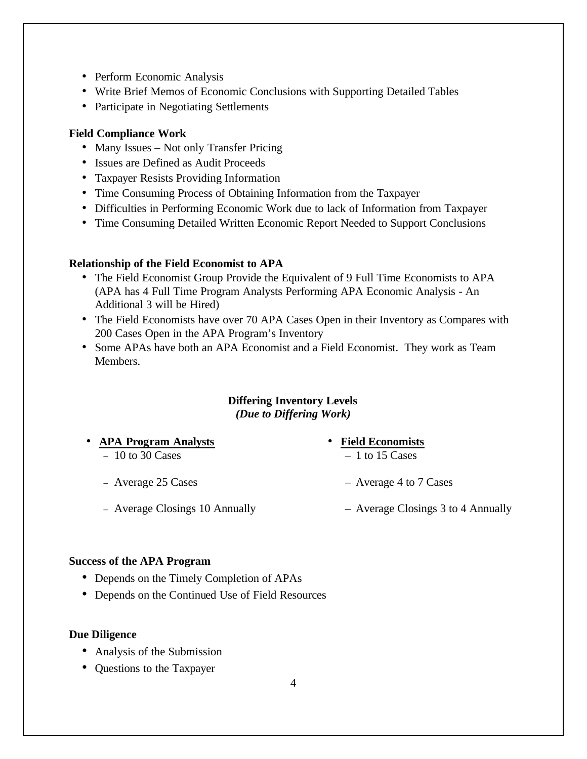- Perform Economic Analysis
- Write Brief Memos of Economic Conclusions with Supporting Detailed Tables
- Participate in Negotiating Settlements

**Field Compliance Work**

- Many Issues – Not only Transfer Pricing
- Issues are Defined as Audit Proceeds
- Taxpayer Resists Providing Information
- Time Consuming Process of Obtaining Information from the Taxpayer
- Difficulties in Performing Economic Work due to lack of Information from Taxpayer
- Time Consuming Detailed Written Economic Report Needed to Support Conclusions

**Relationship of the Field Economist to APA**

- The Field Economist Group Provide the Equivalent of 9 Full Time Economists to APA (APA has 4 Full Time Program Analysts Performing APA Economic Analysis - An Additional 3 will be Hired)
- The Field Economists have over 70 APA Cases Open in their Inventory as Compares with 200 Cases Open in the APA Program's Inventory
- Some APAs have both an APA Economist and a Field Economist. They work as Team Members.

**Differing Inventory Levels**
***(Due to Differing Work)***

- **APA Program Analysts**
  - 10 to 30 Cases
  - Average 25 Cases
  - Average Closings 10 Annually
- **Field Economists**
  - 1 to 15 Cases
  - Average 4 to 7 Cases
  - Average Closings 3 to 4 Annually

**Success of the APA Program**

- Depends on the Timely Completion of APAs
- Depends on the Continued Use of Field Resources

**Due Diligence**

- Analysis of the Submission
- Questions to the Taxpayer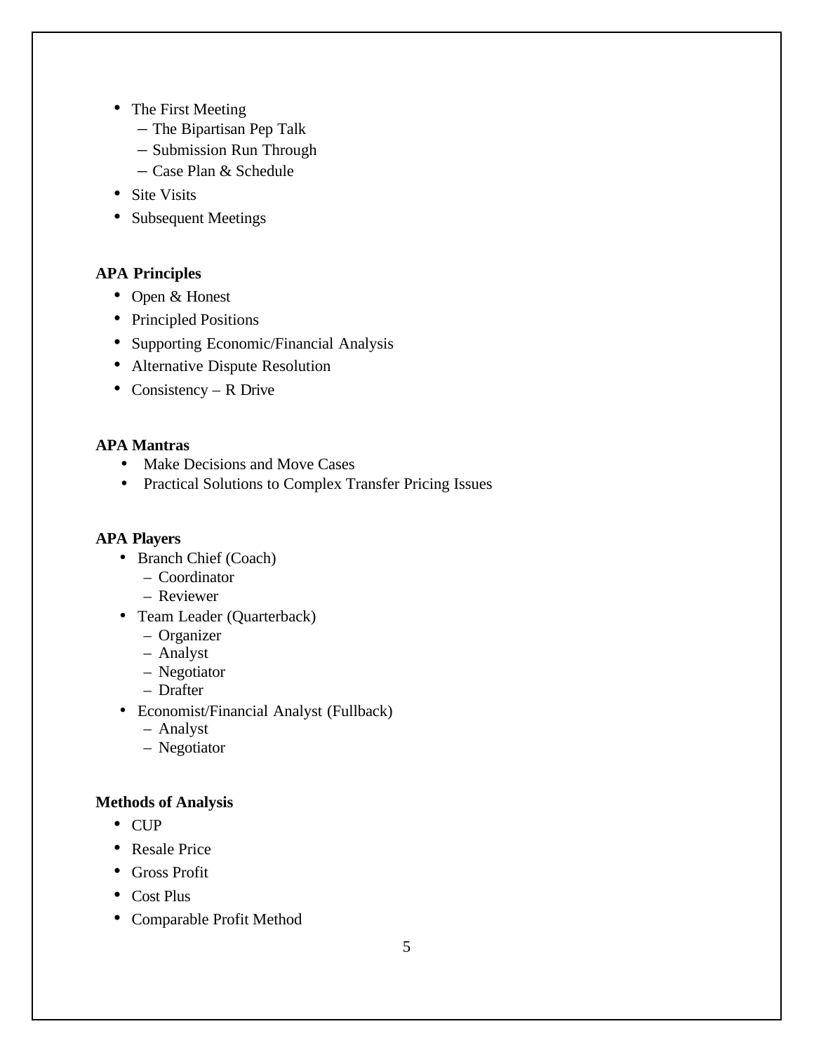- The First Meeting
  - The Bipartisan Pep Talk
  - Submission Run Through
  - Case Plan & Schedule
- Site Visits
- Subsequent Meetings

**APA Principles**

- Open & Honest
- Principled Positions
- Supporting Economic/Financial Analysis
- Alternative Dispute Resolution
- Consistency – R Drive

**APA Mantras**

- Make Decisions and Move Cases
- Practical Solutions to Complex Transfer Pricing Issues

**APA Players**

- Branch Chief (Coach)
  - Coordinator
  - Reviewer
- Team Leader (Quarterback)
  - Organizer
  - Analyst
  - Negotiator
  - Drafter
- Economist/Financial Analyst (Fullback)
  - Analyst
  - Negotiator

**Methods of Analysis**

- CUP
- Resale Price
- Gross Profit
- Cost Plus
- Comparable Profit Method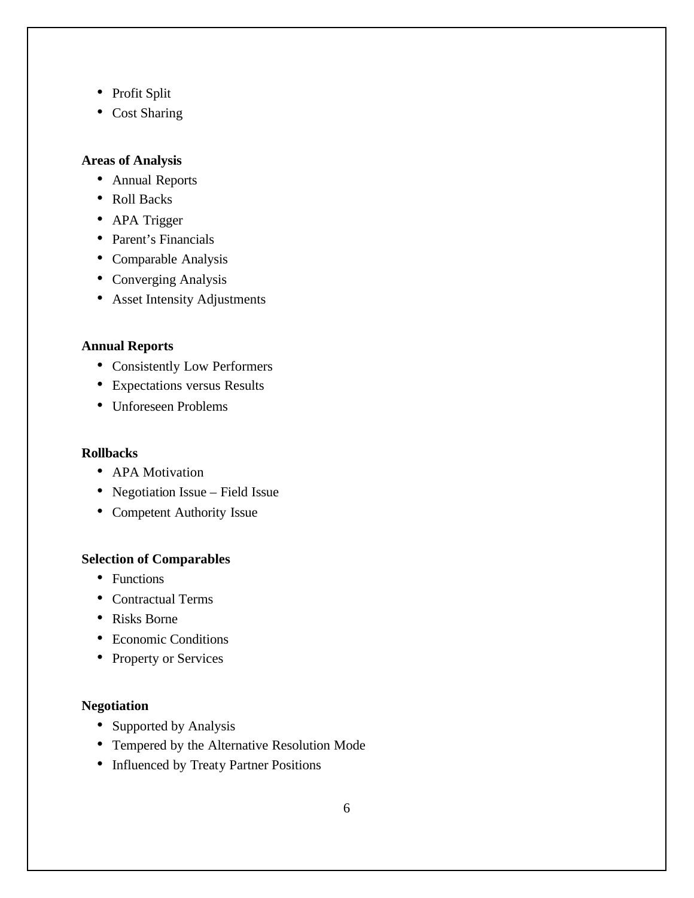- Profit Split
- Cost Sharing

**Areas of Analysis**

- Annual Reports
- Roll Backs
- APA Trigger
- Parent's Financials
- Comparable Analysis
- Converging Analysis
- Asset Intensity Adjustments

**Annual Reports**

- Consistently Low Performers
- Expectations versus Results
- Unforeseen Problems

**Rollbacks**

- APA Motivation
- Negotiation Issue – Field Issue
- Competent Authority Issue

**Selection of Comparables**

- Functions
- Contractual Terms
- Risks Borne
- Economic Conditions
- Property or Services

**Negotiation**

- Supported by Analysis
- Tempered by the Alternative Resolution Mode
- Influenced by Treaty Partner Positions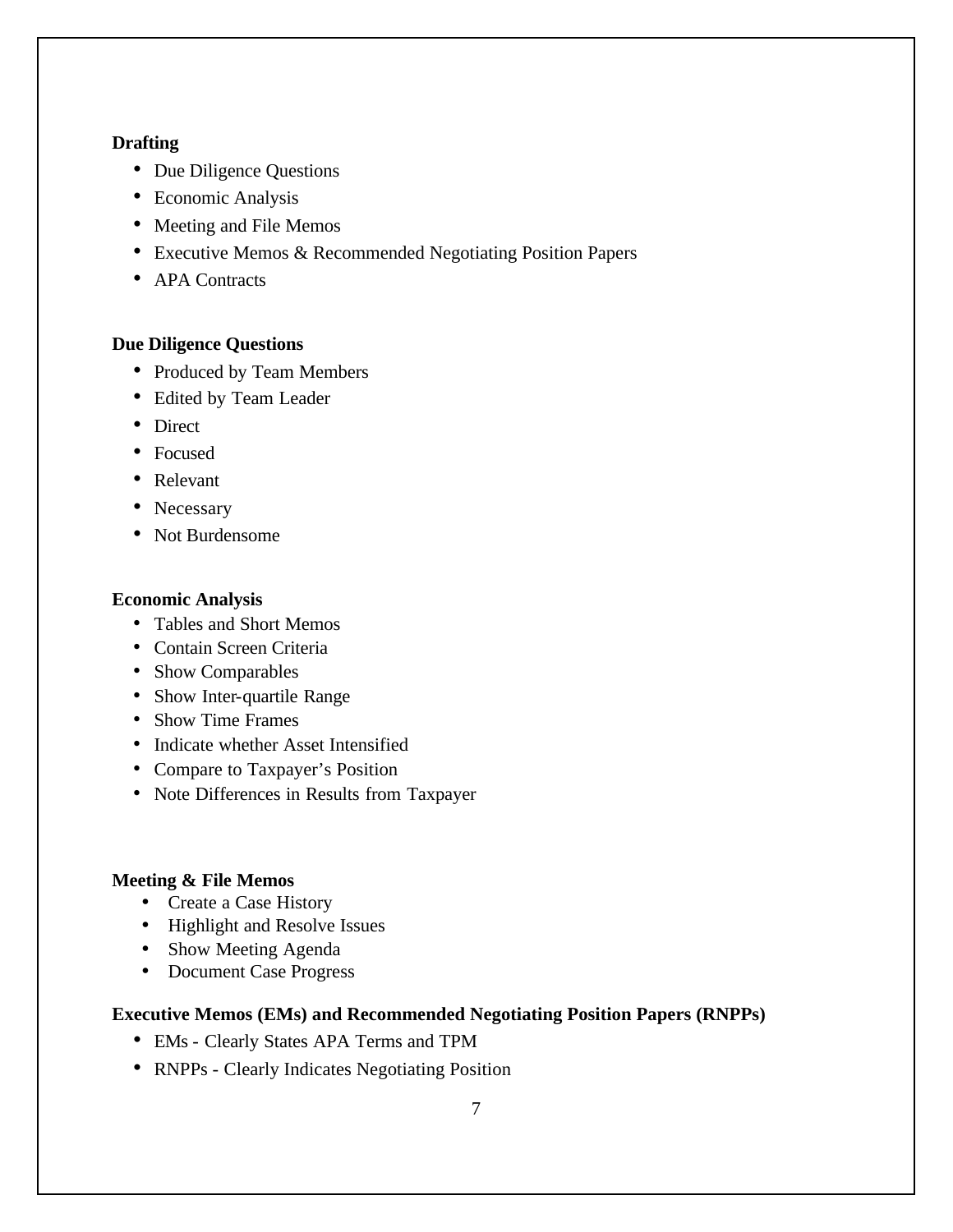**Drafting**

- Due Diligence Questions
- Economic Analysis
- Meeting and File Memos
- Executive Memos & Recommended Negotiating Position Papers
- APA Contracts

**Due Diligence Questions**

- Produced by Team Members
- Edited by Team Leader
- Direct
- Focused
- Relevant
- Necessary
- Not Burdensome

**Economic Analysis**

- Tables and Short Memos
- Contain Screen Criteria
- Show Comparables
- Show Inter-quartile Range
- Show Time Frames
- Indicate whether Asset Intensified
- Compare to Taxpayer's Position
- Note Differences in Results from Taxpayer

**Meeting & File Memos**

- Create a Case History
- Highlight and Resolve Issues
- Show Meeting Agenda
- Document Case Progress

**Executive Memos (EMs) and Recommended Negotiating Position Papers (RNPPs)**

- EMs - Clearly States APA Terms and TPM
- RNPPs - Clearly Indicates Negotiating Position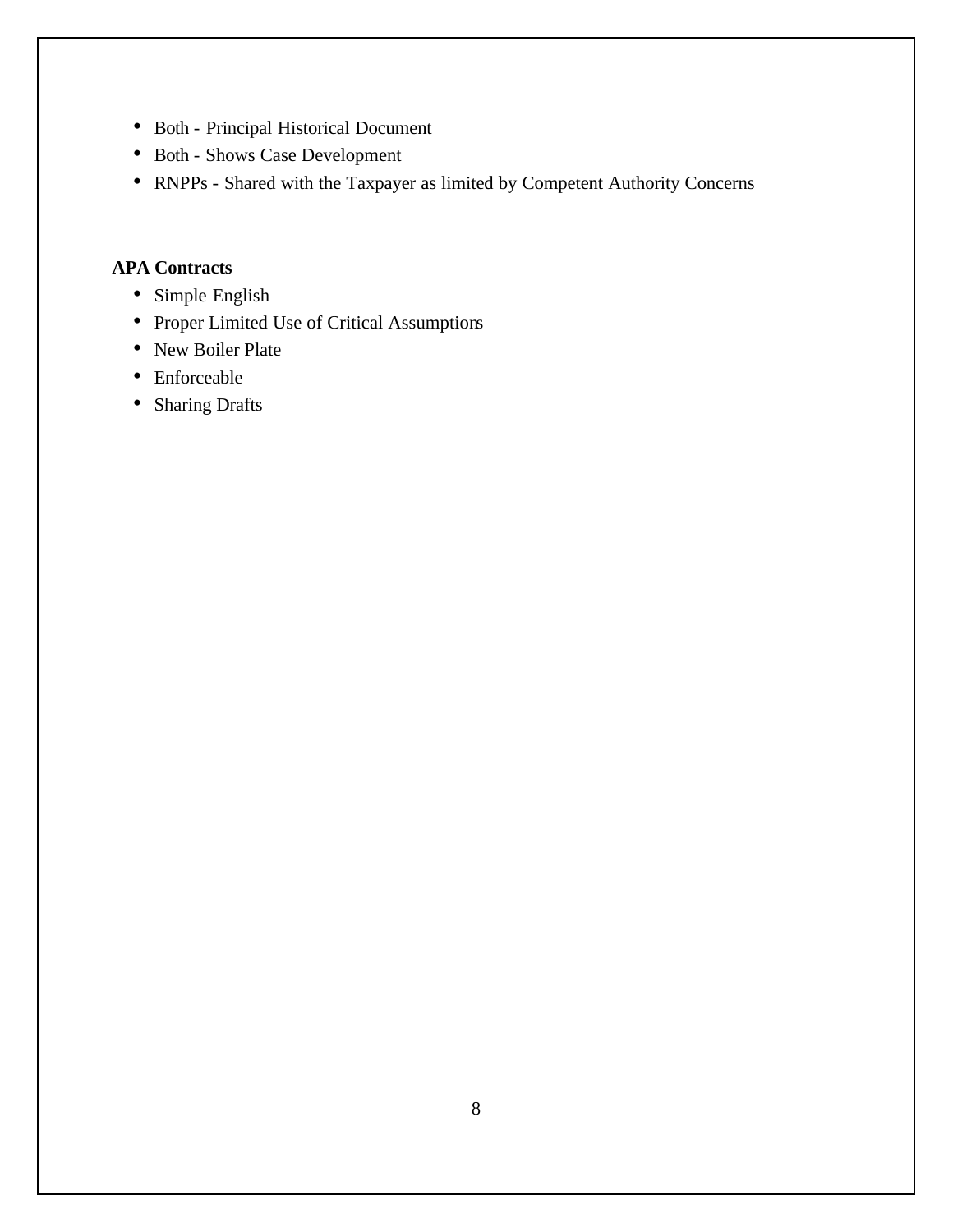- Both - Principal Historical Document
- Both - Shows Case Development
- RNPPs - Shared with the Taxpayer as limited by Competent Authority Concerns

**APA Contracts**

- Simple English
- Proper Limited Use of Critical Assumptions
- New Boiler Plate
- Enforceable
- Sharing Drafts